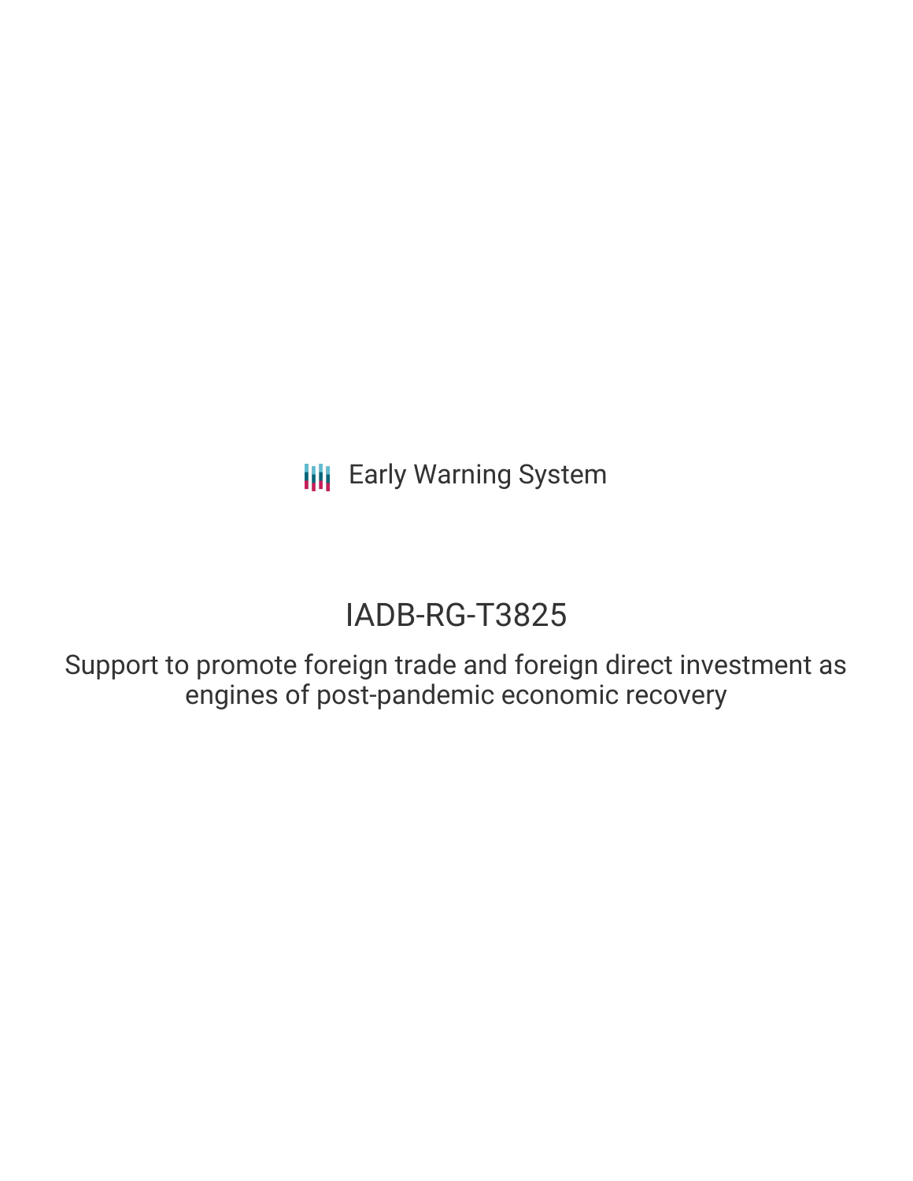Early Warning System

# IADB-RG-T3825

Support to promote foreign trade and foreign direct investment as engines of post-pandemic economic recovery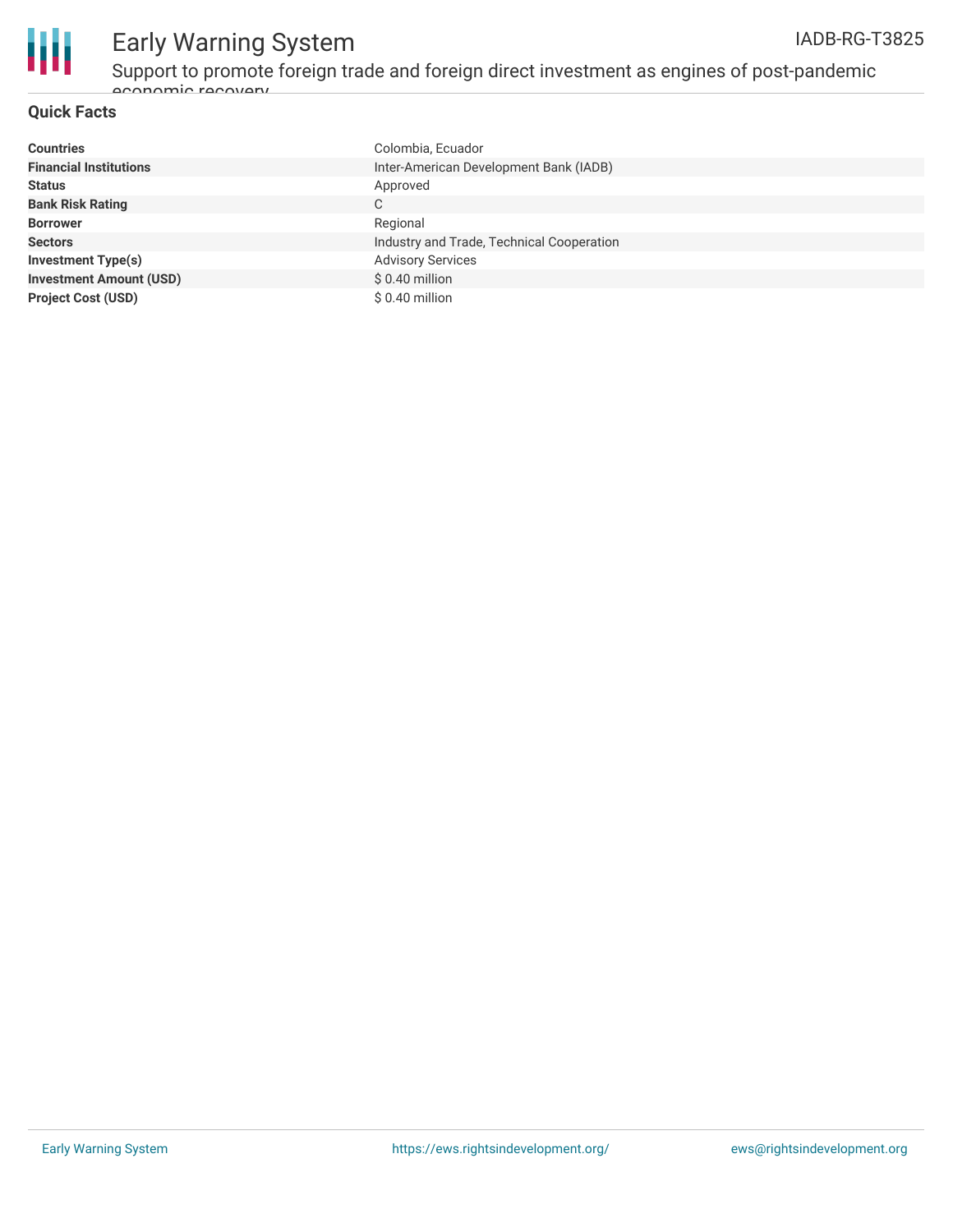## Quick Facts

| | |
|---|---|
| **Countries** | Colombia, Ecuador |
| **Financial Institutions** | Inter-American Development Bank (IADB) |
| **Status** | Approved |
| **Bank Risk Rating** | C |
| **Borrower** | Regional |
| **Sectors** | Industry and Trade, Technical Cooperation |
| **Investment Type(s)** | Advisory Services |
| **Investment Amount (USD)** | $ 0.40 million |
| **Project Cost (USD)** | $ 0.40 million |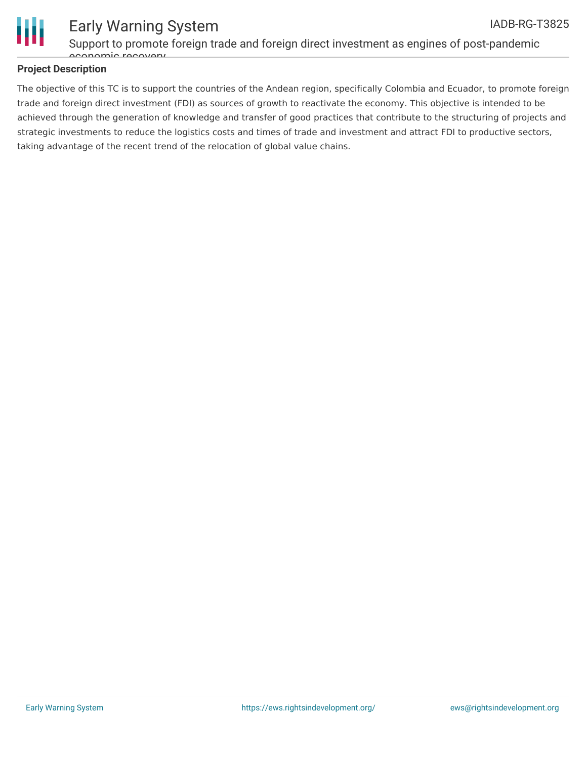## Project Description

The objective of this TC is to support the countries of the Andean region, specifically Colombia and Ecuador, to promote foreign trade and foreign direct investment (FDI) as sources of growth to reactivate the economy. This objective is intended to be achieved through the generation of knowledge and transfer of good practices that contribute to the structuring of projects and strategic investments to reduce the logistics costs and times of trade and investment and attract FDI to productive sectors, taking advantage of the recent trend of the relocation of global value chains.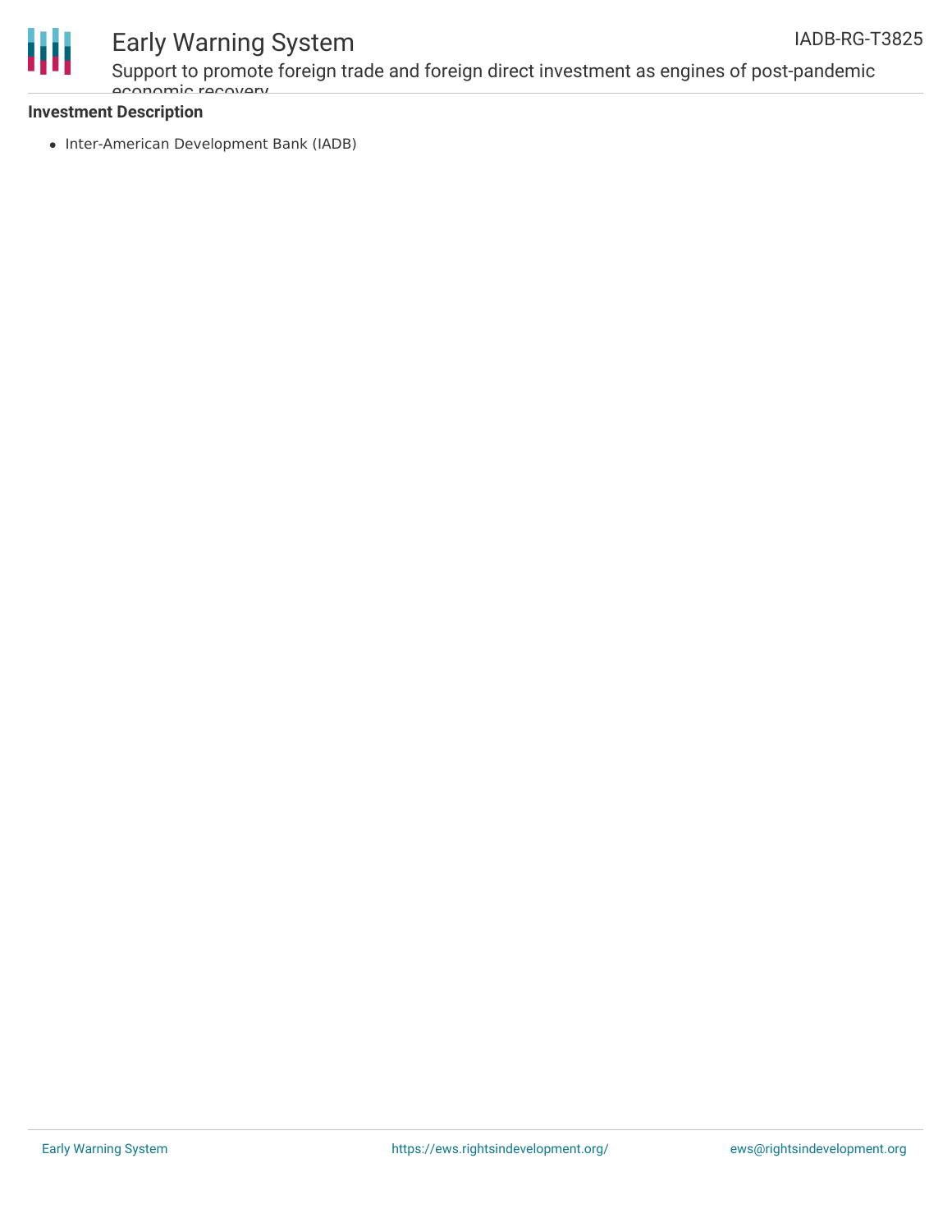**Investment Description**

- Inter-American Development Bank (IADB)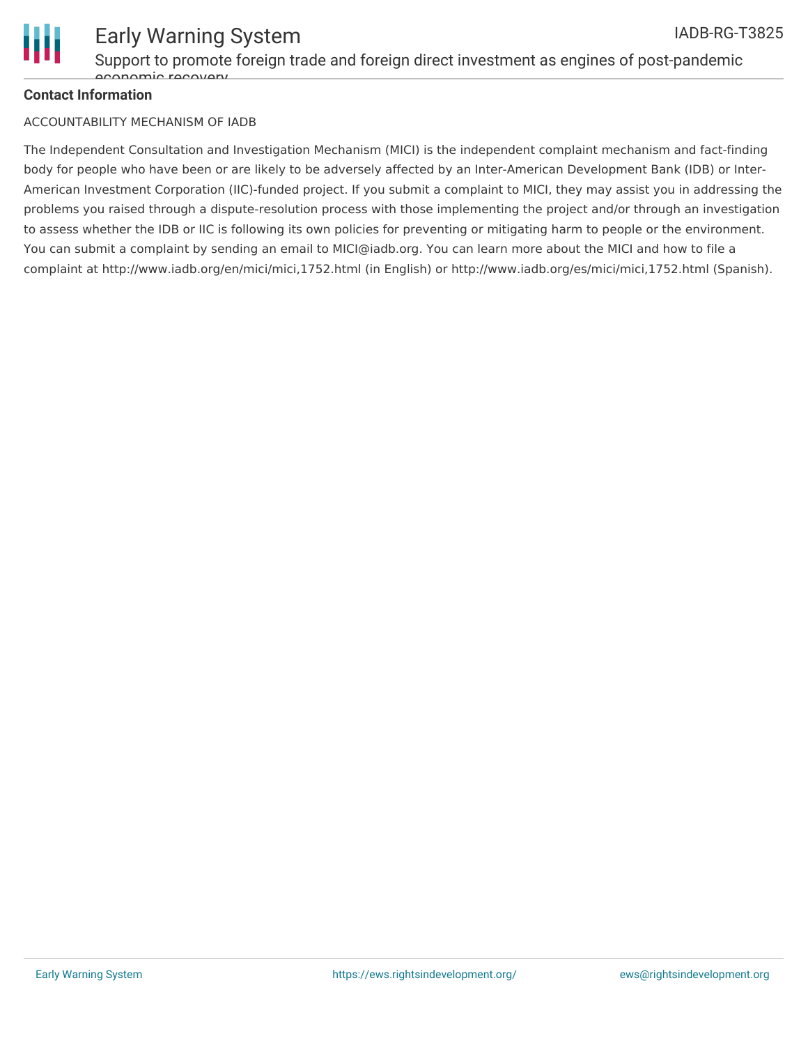**Contact Information**

ACCOUNTABILITY MECHANISM OF IADB

The Independent Consultation and Investigation Mechanism (MICI) is the independent complaint mechanism and fact-finding body for people who have been or are likely to be adversely affected by an Inter-American Development Bank (IDB) or Inter-American Investment Corporation (IIC)-funded project. If you submit a complaint to MICI, they may assist you in addressing the problems you raised through a dispute-resolution process with those implementing the project and/or through an investigation to assess whether the IDB or IIC is following its own policies for preventing or mitigating harm to people or the environment. You can submit a complaint by sending an email to MICI@iadb.org. You can learn more about the MICI and how to file a complaint at http://www.iadb.org/en/mici/mici,1752.html (in English) or http://www.iadb.org/es/mici/mici,1752.html (Spanish).